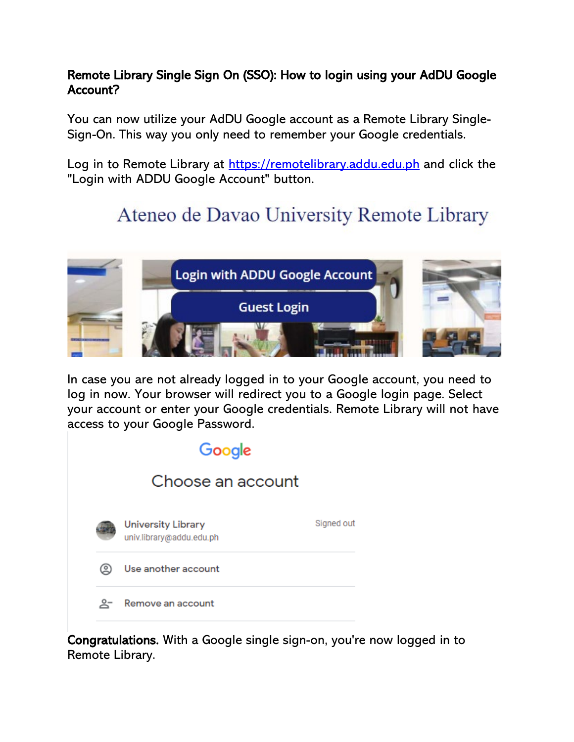**Remote Library Single Sign On (SSO): How to login using your AdDU Google Account?**

You can now utilize your AdDU Google account as a Remote Library Single-Sign-On. This way you only need to remember your Google credentials.

Log in to Remote Library at https://remotelibrary.addu.edu.ph and click the "Login with ADDU Google Account" button.

In case you are not already logged in to your Google account, you need to log in now. Your browser will redirect you to a Google login page. Select your account or enter your Google credentials. Remote Library will not have access to your Google Password.

**Congratulations.** With a Google single sign-on, you're now logged in to Remote Library.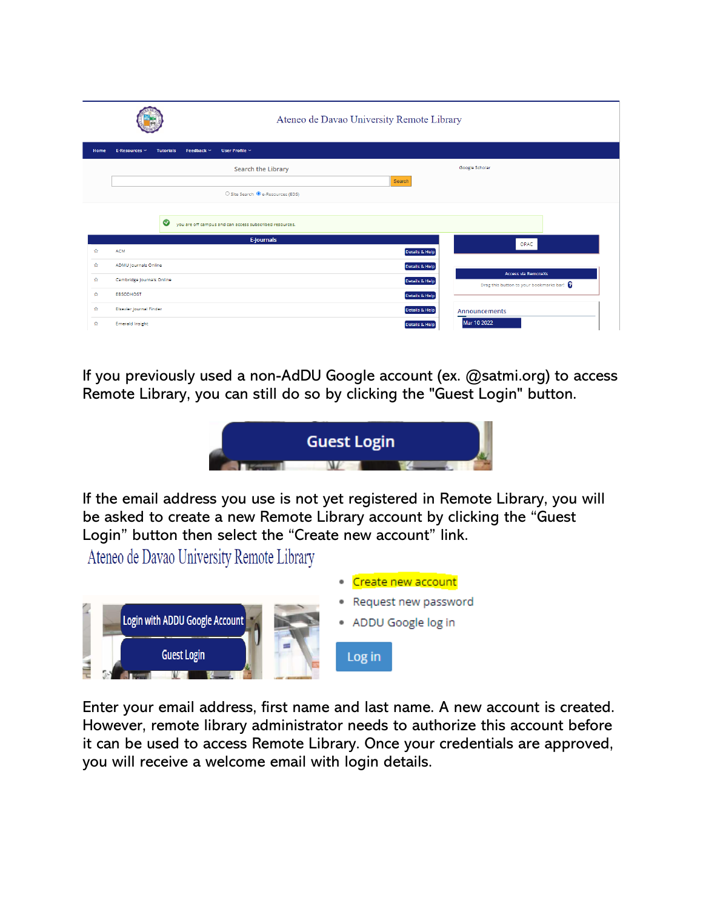If you previously used a non-AdDU Google account (ex. @satmi.org) to access Remote Library, you can still do so by clicking the "Guest Login" button.

If the email address you use is not yet registered in Remote Library, you will be asked to create a new Remote Library account by clicking the "Guest Login" button then select the "Create new account" link.

Enter your email address, first name and last name. A new account is created. However, remote library administrator needs to authorize this account before it can be used to access Remote Library. Once your credentials are approved, you will receive a welcome email with login details.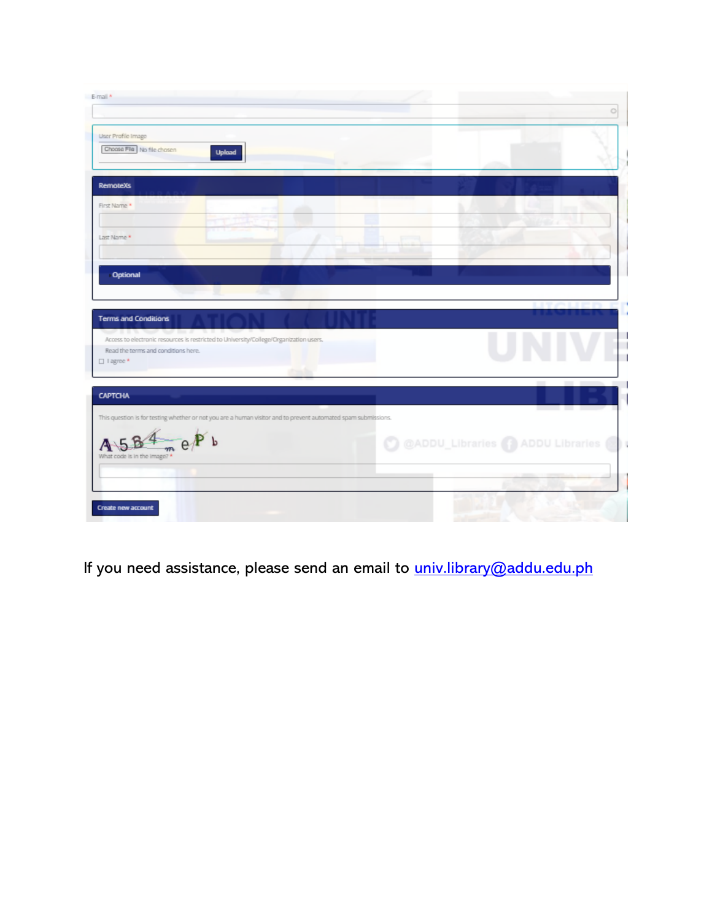If you need assistance, please send an email to univ.library@addu.edu.ph